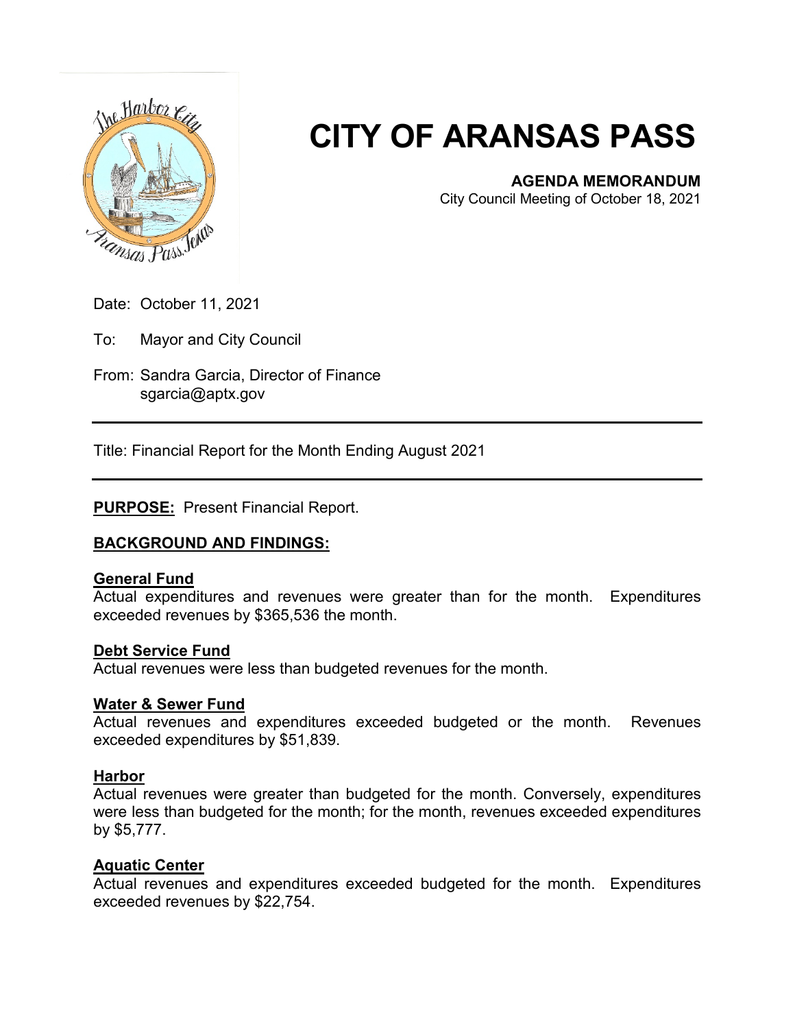# CITY OF ARANSAS PASS

**AGENDA MEMORANDUM**
City Council Meeting of October 18, 2021

Date: October 11, 2021

To: Mayor and City Council

From: Sandra Garcia, Director of Finance
sgarcia@aptx.gov

---

Title: Financial Report for the Month Ending August 2021

---

**PURPOSE:** Present Financial Report.

## BACKGROUND AND FINDINGS:

### General Fund
Actual expenditures and revenues were greater than for the month. Expenditures exceeded revenues by $365,536 the month.

### Debt Service Fund
Actual revenues were less than budgeted revenues for the month.

### Water & Sewer Fund
Actual revenues and expenditures exceeded budgeted or the month. Revenues exceeded expenditures by $51,839.

### Harbor
Actual revenues were greater than budgeted for the month. Conversely, expenditures were less than budgeted for the month; for the month, revenues exceeded expenditures by $5,777.

### Aquatic Center
Actual revenues and expenditures exceeded budgeted for the month. Expenditures exceeded revenues by $22,754.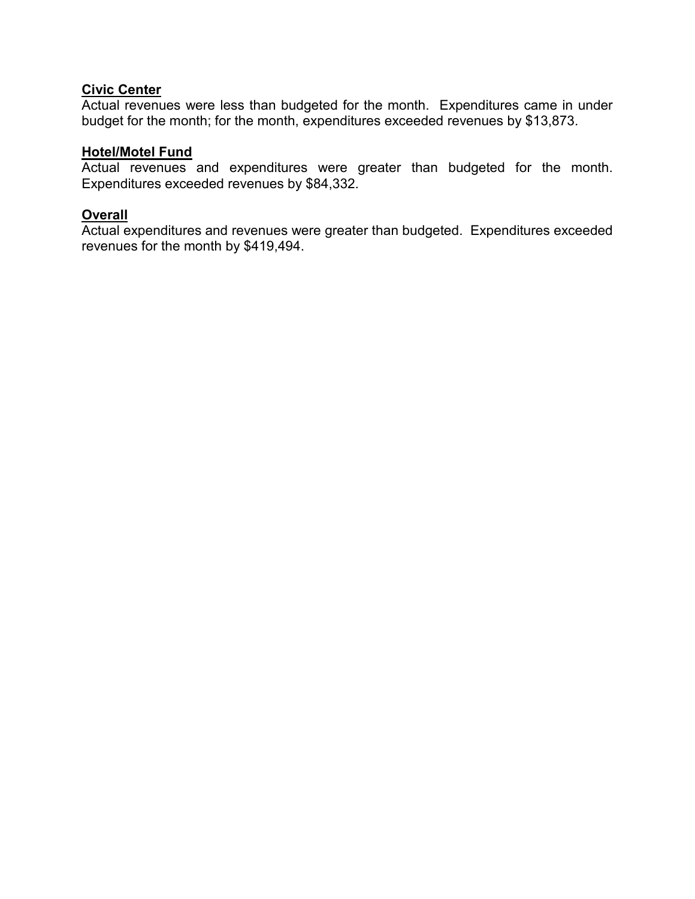**Civic Center**

Actual revenues were less than budgeted for the month. Expenditures came in under budget for the month; for the month, expenditures exceeded revenues by $13,873.

**Hotel/Motel Fund**

Actual revenues and expenditures were greater than budgeted for the month. Expenditures exceeded revenues by $84,332.

**Overall**

Actual expenditures and revenues were greater than budgeted. Expenditures exceeded revenues for the month by $419,494.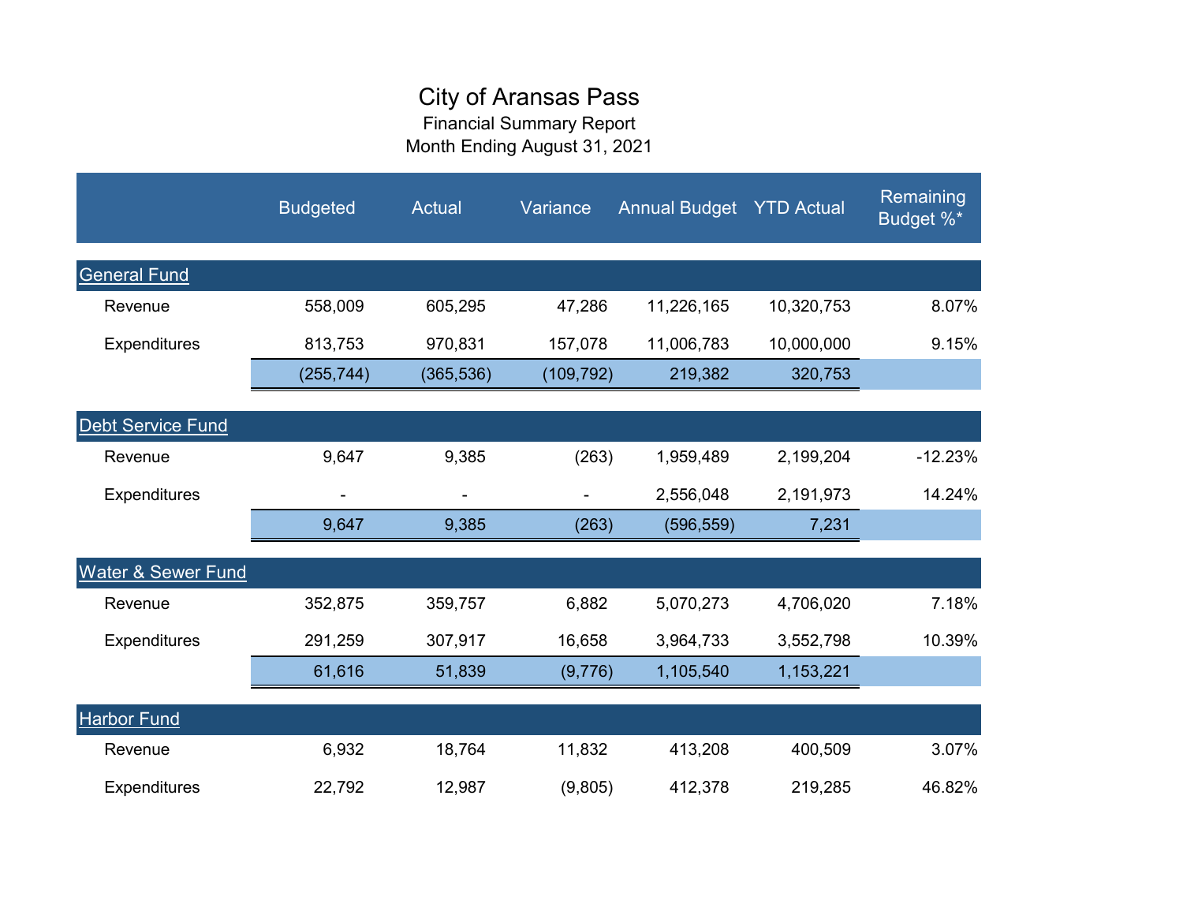# City of Aransas Pass

Financial Summary Report

Month Ending August 31, 2021

| | Budgeted | Actual | Variance | Annual Budget | YTD Actual | Remaining Budget %* |
|---|---|---|---|---|---|---|
| **General Fund** | | | | | | |
| Revenue | 558,009 | 605,295 | 47,286 | 11,226,165 | 10,320,753 | 8.07% |
| Expenditures | 813,753 | 970,831 | 157,078 | 11,006,783 | 10,000,000 | 9.15% |
| | (255,744) | (365,536) | (109,792) | 219,382 | 320,753 | |
| **Debt Service Fund** | | | | | | |
| Revenue | 9,647 | 9,385 | (263) | 1,959,489 | 2,199,204 | -12.23% |
| Expenditures | - | - | - | 2,556,048 | 2,191,973 | 14.24% |
| | 9,647 | 9,385 | (263) | (596,559) | 7,231 | |
| **Water & Sewer Fund** | | | | | | |
| Revenue | 352,875 | 359,757 | 6,882 | 5,070,273 | 4,706,020 | 7.18% |
| Expenditures | 291,259 | 307,917 | 16,658 | 3,964,733 | 3,552,798 | 10.39% |
| | 61,616 | 51,839 | (9,776) | 1,105,540 | 1,153,221 | |
| **Harbor Fund** | | | | | | |
| Revenue | 6,932 | 18,764 | 11,832 | 413,208 | 400,509 | 3.07% |
| Expenditures | 22,792 | 12,987 | (9,805) | 412,378 | 219,285 | 46.82% |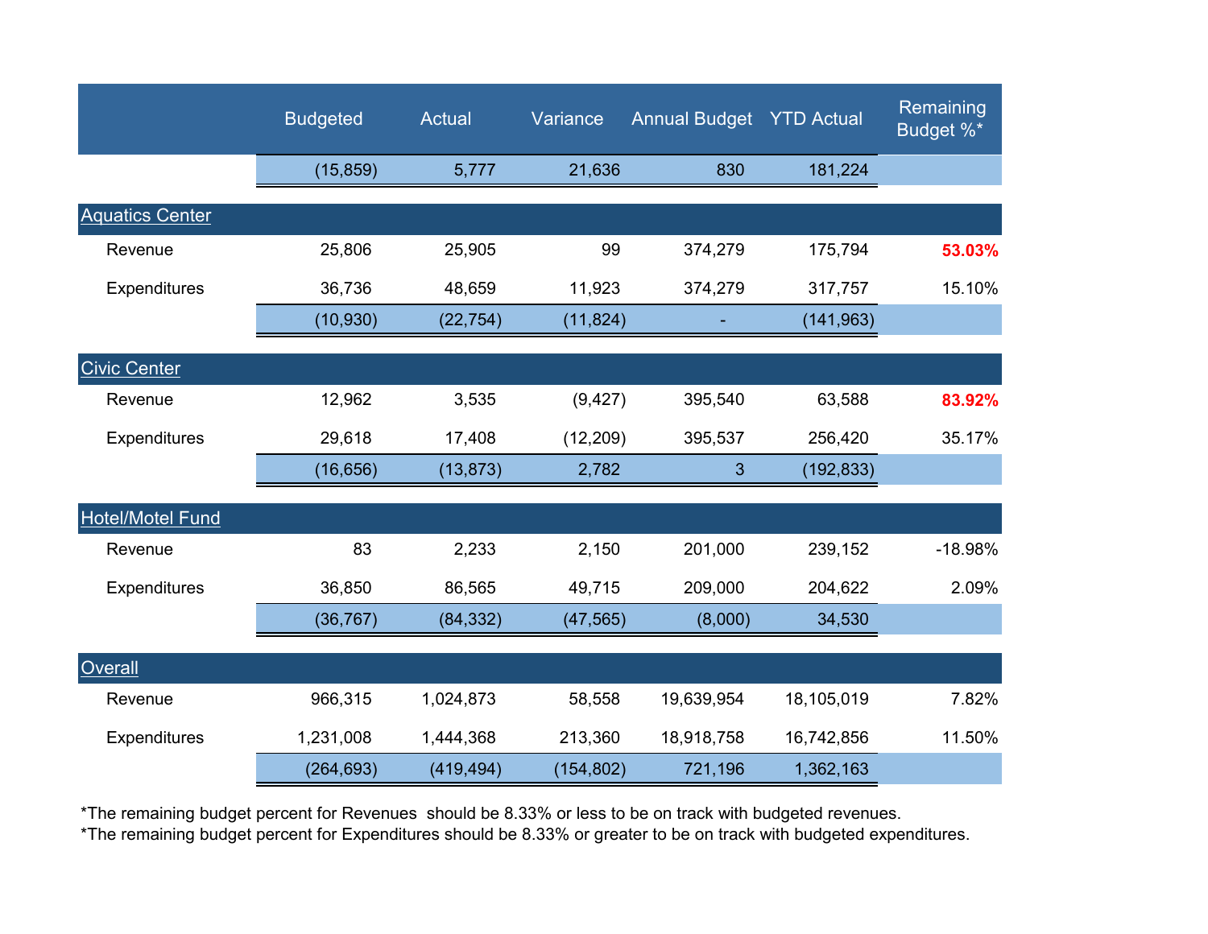| | Budgeted | Actual | Variance | Annual Budget | YTD Actual | Remaining Budget %* |
|---|---|---|---|---|---|---|
| | (15,859) | 5,777 | 21,636 | 830 | 181,224 | |
| **Aquatics Center** | | | | | | |
| Revenue | 25,806 | 25,905 | 99 | 374,279 | 175,794 | **53.03%** |
| Expenditures | 36,736 | 48,659 | 11,923 | 374,279 | 317,757 | 15.10% |
| | (10,930) | (22,754) | (11,824) | - | (141,963) | |
| **Civic Center** | | | | | | |
| Revenue | 12,962 | 3,535 | (9,427) | 395,540 | 63,588 | **83.92%** |
| Expenditures | 29,618 | 17,408 | (12,209) | 395,537 | 256,420 | 35.17% |
| | (16,656) | (13,873) | 2,782 | 3 | (192,833) | |
| **Hotel/Motel Fund** | | | | | | |
| Revenue | 83 | 2,233 | 2,150 | 201,000 | 239,152 | -18.98% |
| Expenditures | 36,850 | 86,565 | 49,715 | 209,000 | 204,622 | 2.09% |
| | (36,767) | (84,332) | (47,565) | (8,000) | 34,530 | |
| **Overall** | | | | | | |
| Revenue | 966,315 | 1,024,873 | 58,558 | 19,639,954 | 18,105,019 | 7.82% |
| Expenditures | 1,231,008 | 1,444,368 | 213,360 | 18,918,758 | 16,742,856 | 11.50% |
| | (264,693) | (419,494) | (154,802) | 721,196 | 1,362,163 | |

*The remaining budget percent for Revenues should be 8.33% or less to be on track with budgeted revenues.

*The remaining budget percent for Expenditures should be 8.33% or greater to be on track with budgeted expenditures.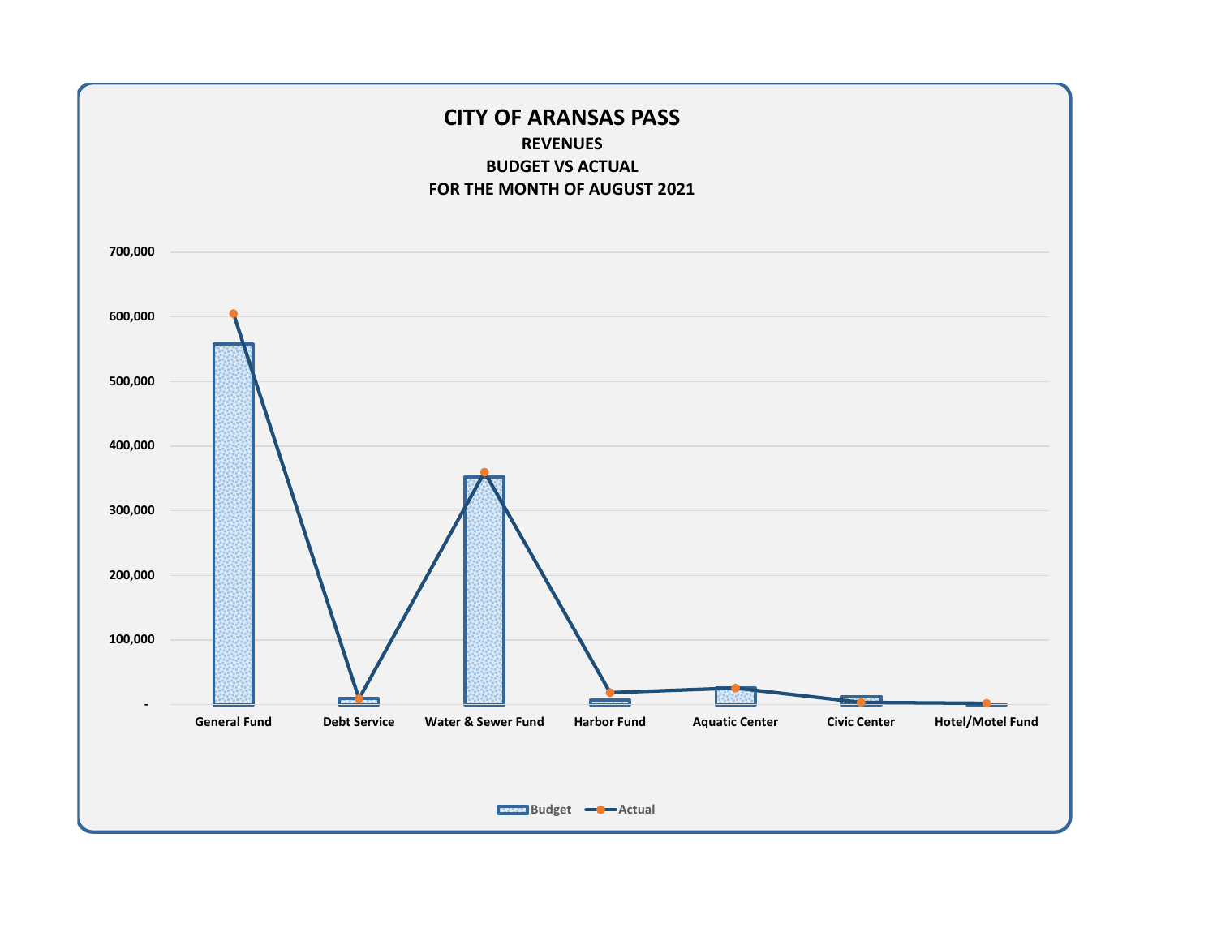# CITY OF ARANSAS PASS

## REVENUES

## BUDGET VS ACTUAL

## FOR THE MONTH OF AUGUST 2021

700,000

600,000

500,000

400,000

300,000

200,000

100,000

-

General Fund | Debt Service | Water & Sewer Fund | Harbor Fund | Aquatic Center | Civic Center | Hotel/Motel Fund

Budget — Actual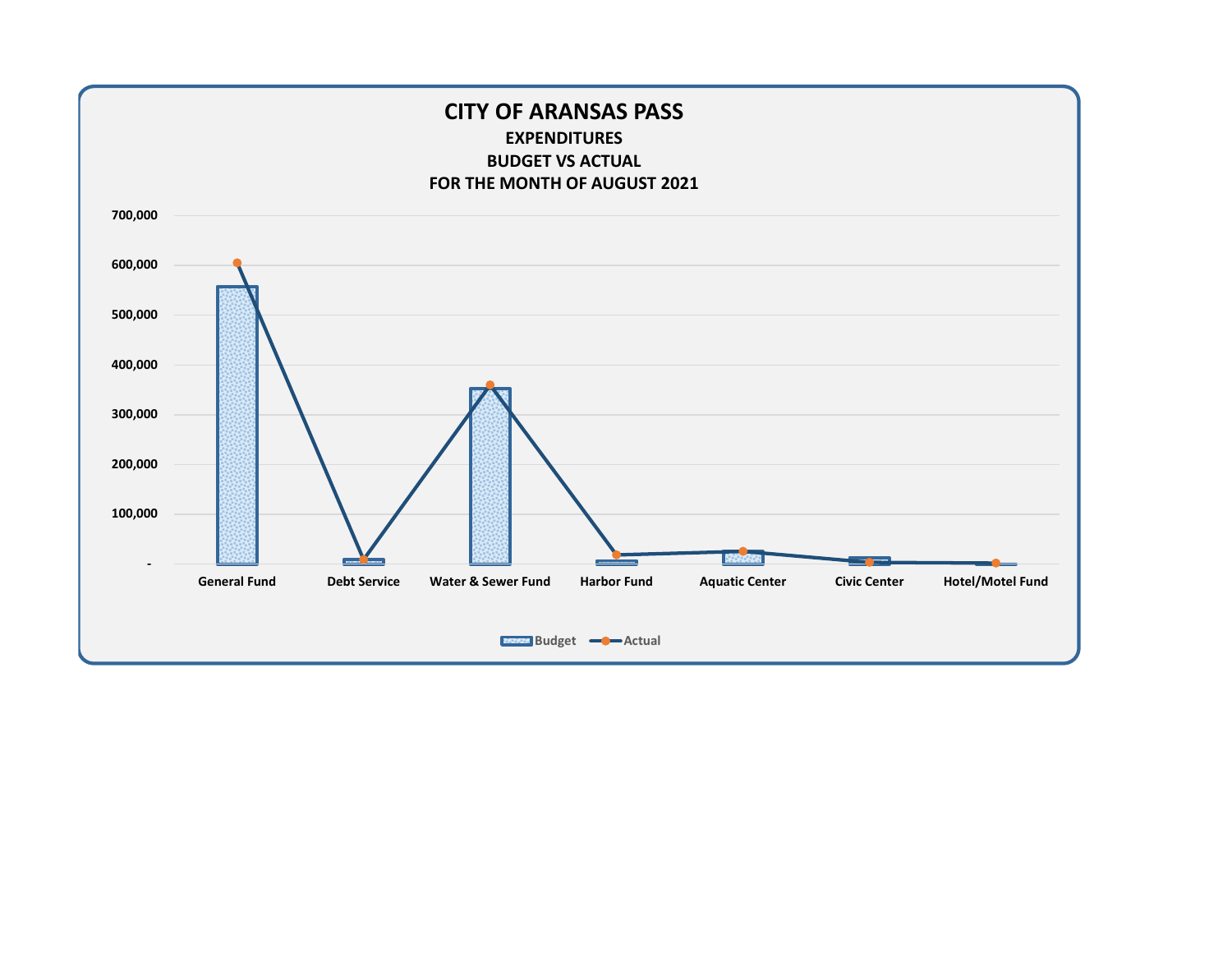# CITY OF ARANSAS PASS

## EXPENDITURES

## BUDGET VS ACTUAL

## FOR THE MONTH OF AUGUST 2021

700,000
600,000
500,000
400,000
300,000
200,000
100,000
-

General Fund | Debt Service | Water & Sewer Fund | Harbor Fund | Aquatic Center | Civic Center | Hotel/Motel Fund

Budget — Actual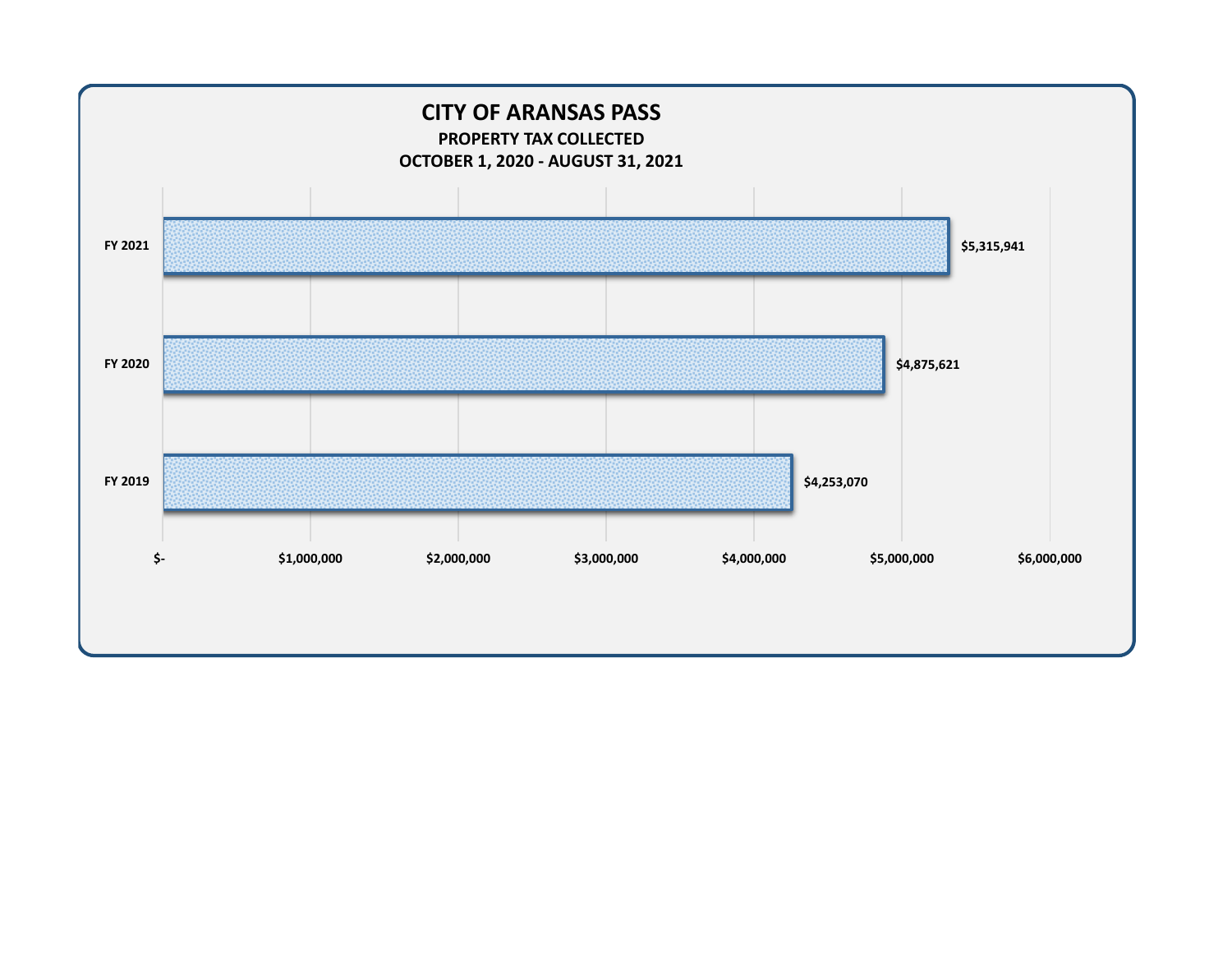# CITY OF ARANSAS PASS

## PROPERTY TAX COLLECTED

## OCTOBER 1, 2020 - AUGUST 31, 2021

| Fiscal Year | Property Tax Collected |
|---|---|
| FY 2021 | $5,315,941 |
| FY 2020 | $4,875,621 |
| FY 2019 | $4,253,070 |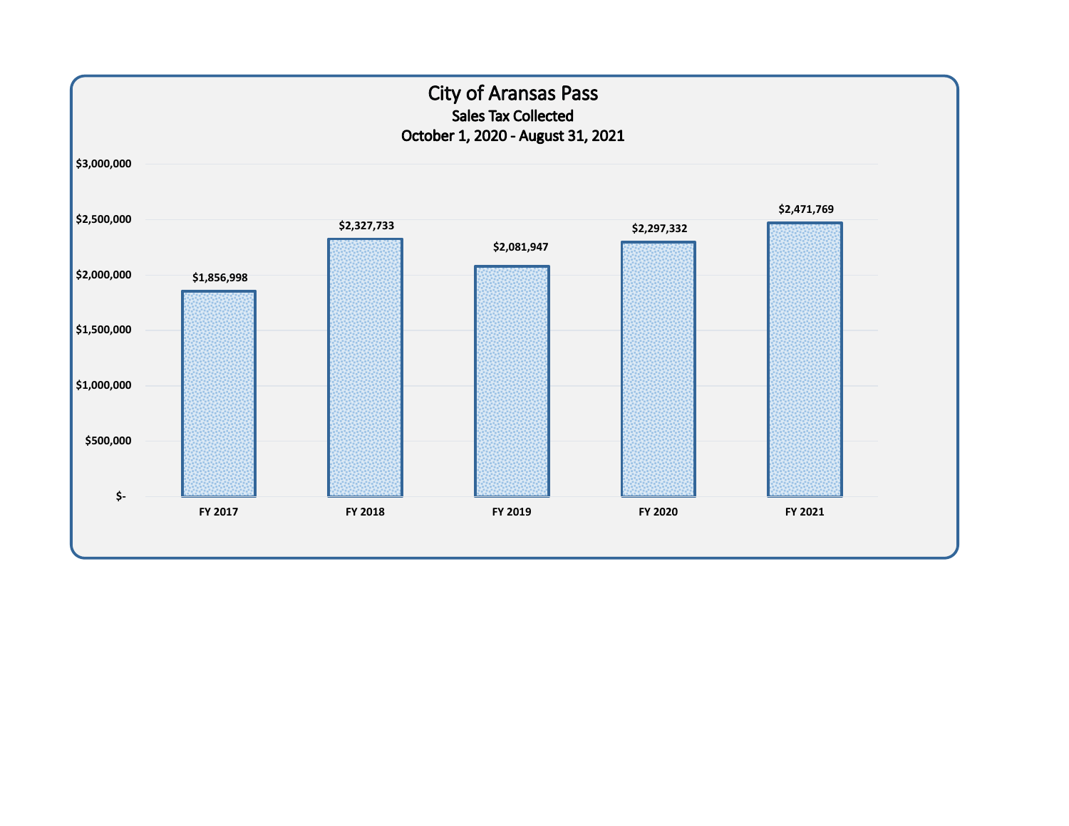# City of Aransas Pass

## Sales Tax Collected

### October 1, 2020 - August 31, 2021

| Fiscal Year | Sales Tax Collected |
|---|---|
| FY 2017 | $1,856,998 |
| FY 2018 | $2,327,733 |
| FY 2019 | $2,081,947 |
| FY 2020 | $2,297,332 |
| FY 2021 | $2,471,769 |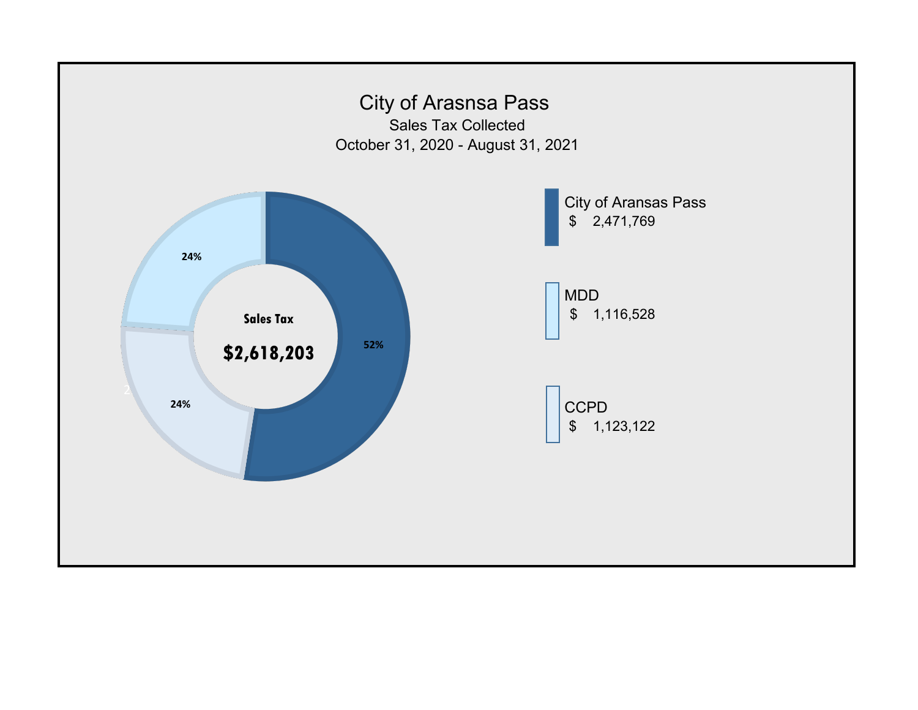# City of Arasnsa Pass

Sales Tax Collected

October 31, 2020 - August 31, 2021

**Sales Tax**

**$2,618,203**

24%

24%

52%

City of Aransas Pass
$ 2,471,769

MDD
$ 1,116,528

CCPD
$ 1,123,122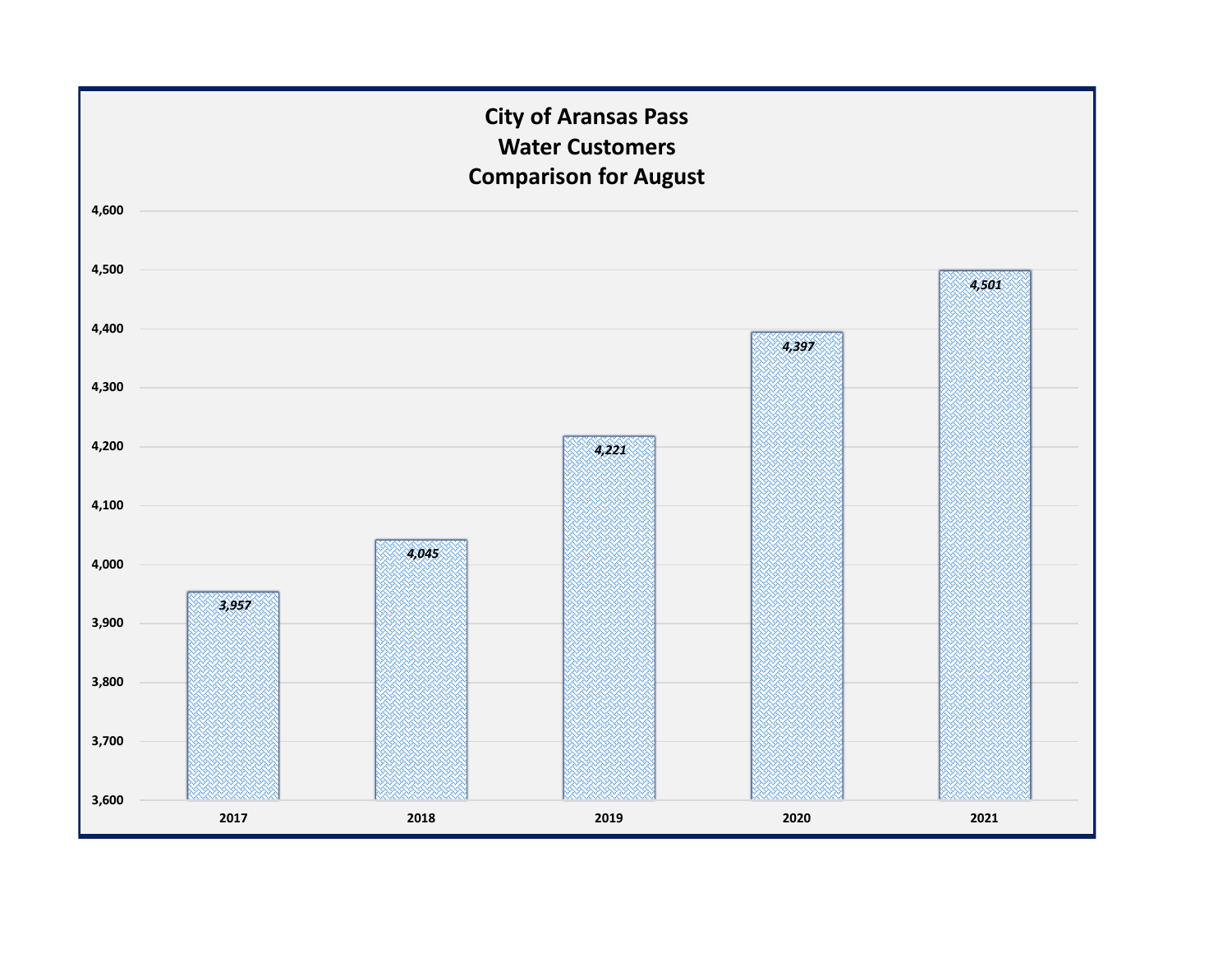City of Aransas Pass
Water Customers
Comparison for August

4,600
4,500
4,400
4,300
4,200
4,100
4,000
3,900
3,800
3,700
3,600

3,957
4,045
4,221
4,397
4,501

2017
2018
2019
2020
2021